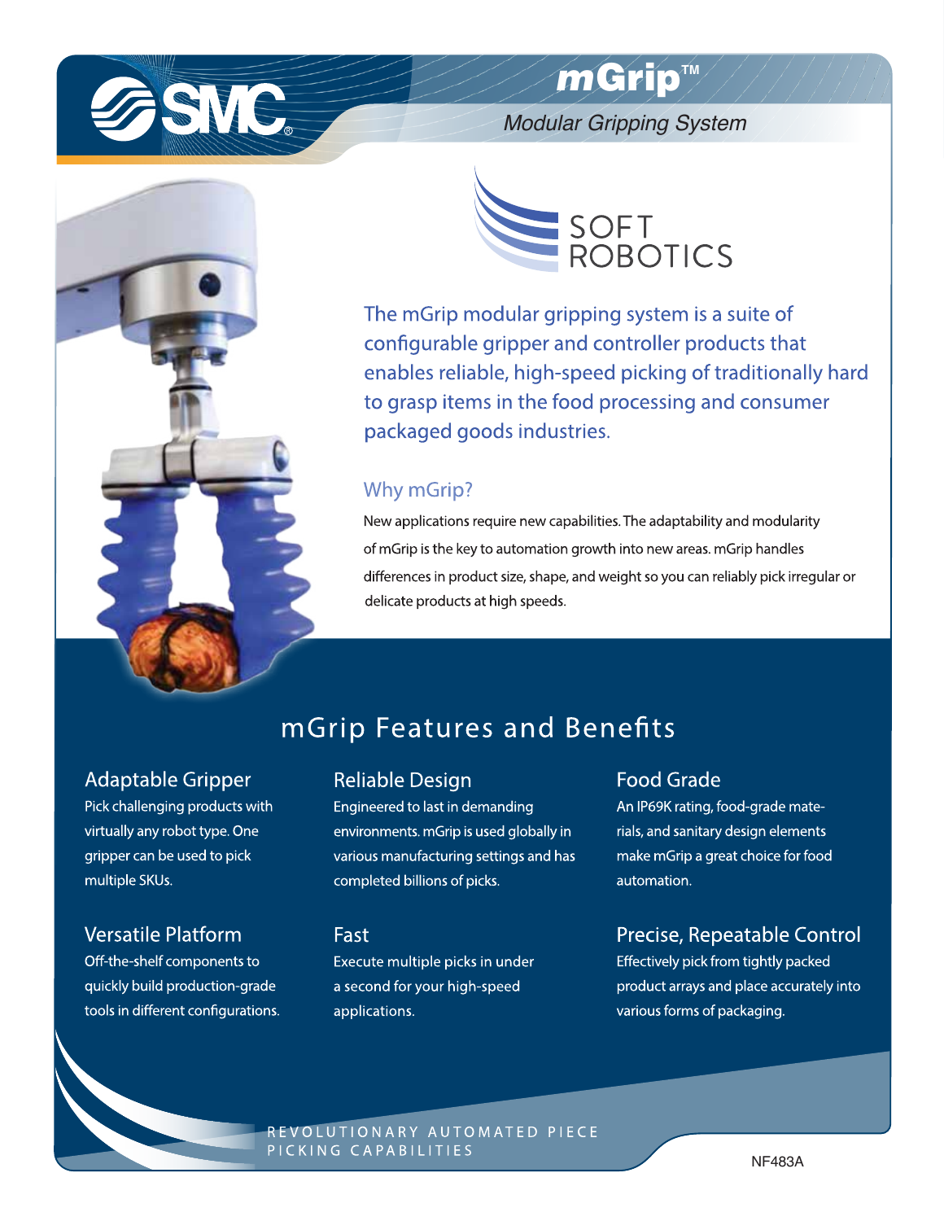SMC

# mGrip™

*Modular Gripping System*

SOFT ROBOTICS

The mGrip modular gripping system is a suite of configurable gripper and controller products that enables reliable, high-speed picking of traditionally hard to grasp items in the food processing and consumer packaged goods industries.

## Why mGrip?

New applications require new capabilities. The adaptability and modularity of mGrip is the key to automation growth into new areas. mGrip handles differences in product size, shape, and weight so you can reliably pick irregular or delicate products at high speeds.

## mGrip Features and Benefits

### Adaptable Gripper

Pick challenging products with virtually any robot type. One gripper can be used to pick multiple SKUs.

### Reliable Design

Engineered to last in demanding environments. mGrip is used globally in various manufacturing settings and has completed billions of picks.

### Food Grade

An IP69K rating, food-grade materials, and sanitary design elements make mGrip a great choice for food automation.

### Versatile Platform

Off-the-shelf components to quickly build production-grade tools in different configurations.

### Fast

Execute multiple picks in under a second for your high-speed applications.

### Precise, Repeatable Control

Effectively pick from tightly packed product arrays and place accurately into various forms of packaging.

REVOLUTIONARY AUTOMATED PIECE PICKING CAPABILITIES

NF483A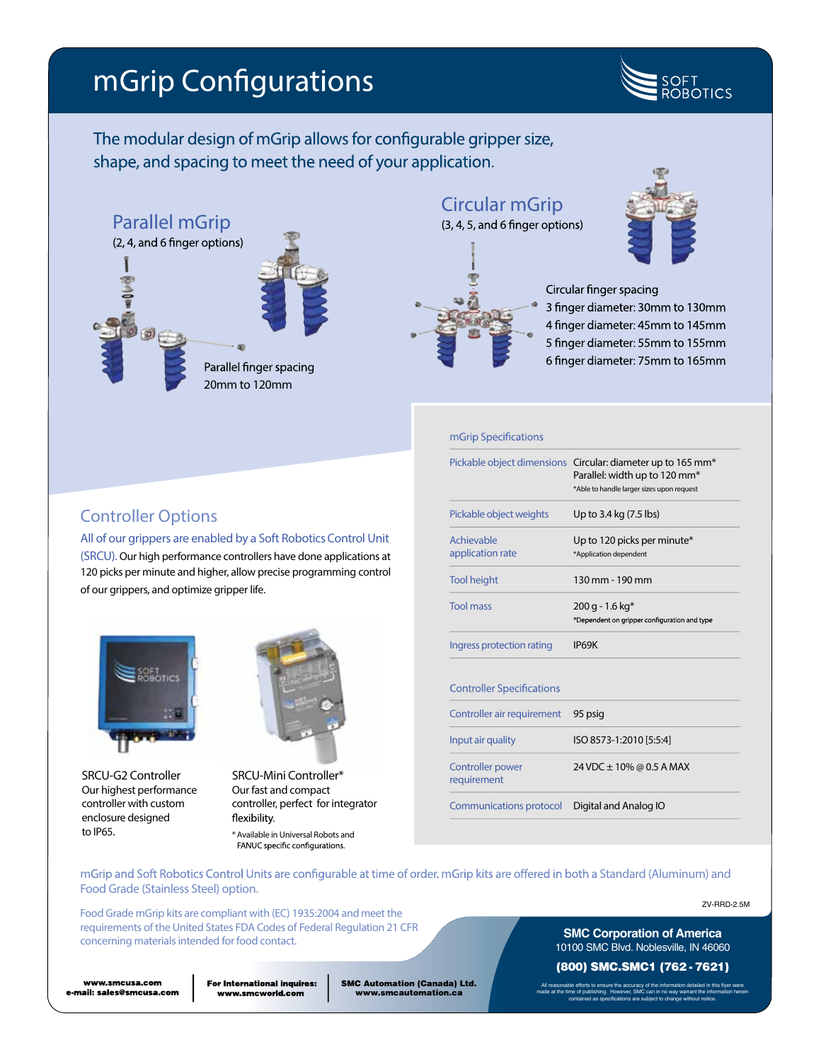# mGrip Configurations

The modular design of mGrip allows for configurable gripper size, shape, and spacing to meet the need of your application.

## Parallel mGrip

(2, 4, and 6 finger options)

Parallel finger spacing
20mm to 120mm

## Circular mGrip

(3, 4, 5, and 6 finger options)

Circular finger spacing
3 finger diameter: 30mm to 130mm
4 finger diameter: 45mm to 145mm
5 finger diameter: 55mm to 155mm
6 finger diameter: 75mm to 165mm

## Controller Options

All of our grippers are enabled by a Soft Robotics Control Unit (SRCU). Our high performance controllers have done applications at 120 picks per minute and higher, allow precise programming control of our grippers, and optimize gripper life.

**SRCU-G2 Controller**
Our highest performance controller with custom enclosure designed to IP65.

**SRCU-Mini Controller***
Our fast and compact controller, perfect for integrator flexibility.

* Available in Universal Robots and FANUC specific configurations.

### mGrip Specifications

| | |
|---|---|
| Pickable object dimensions | Circular: diameter up to 165 mm*<br>Parallel: width up to 120 mm*<br>*Able to handle larger sizes upon request |
| Pickable object weights | Up to 3.4 kg (7.5 lbs) |
| Achievable application rate | Up to 120 picks per minute*<br>*Application dependent |
| Tool height | 130 mm - 190 mm |
| Tool mass | 200 g - 1.6 kg*<br>*Dependent on gripper configuration and type |
| Ingress protection rating | IP69K |

### Controller Specifications

| | |
|---|---|
| Controller air requirement | 95 psig |
| Input air quality | ISO 8573-1:2010 [5:5:4] |
| Controller power requirement | 24 VDC ± 10% @ 0.5 A MAX |
| Communications protocol | Digital and Analog IO |

mGrip and Soft Robotics Control Units are configurable at time of order. mGrip kits are offered in both a Standard (Aluminum) and Food Grade (Stainless Steel) option.

Food Grade mGrip kits are compliant with (EC) 1935:2004 and meet the requirements of the United States FDA Codes of Federal Regulation 21 CFR concerning materials intended for food contact.

ZV-RRD-2.5M

**SMC Corporation of America**
10100 SMC Blvd. Noblesville, IN 46060
**(800) SMC.SMC1 (762 - 7621)**

All reasonable efforts to ensure the accuracy of the information detailed in this flyer were made at the time of publishing. However, SMC can in no way warrant the information herein contained as specifications are subject to change without notice.

www.smcusa.com
e-mail: sales@smcusa.com

For International inquires:
www.smcworld.com

SMC Automation (Canada) Ltd.
www.smcautomation.ca